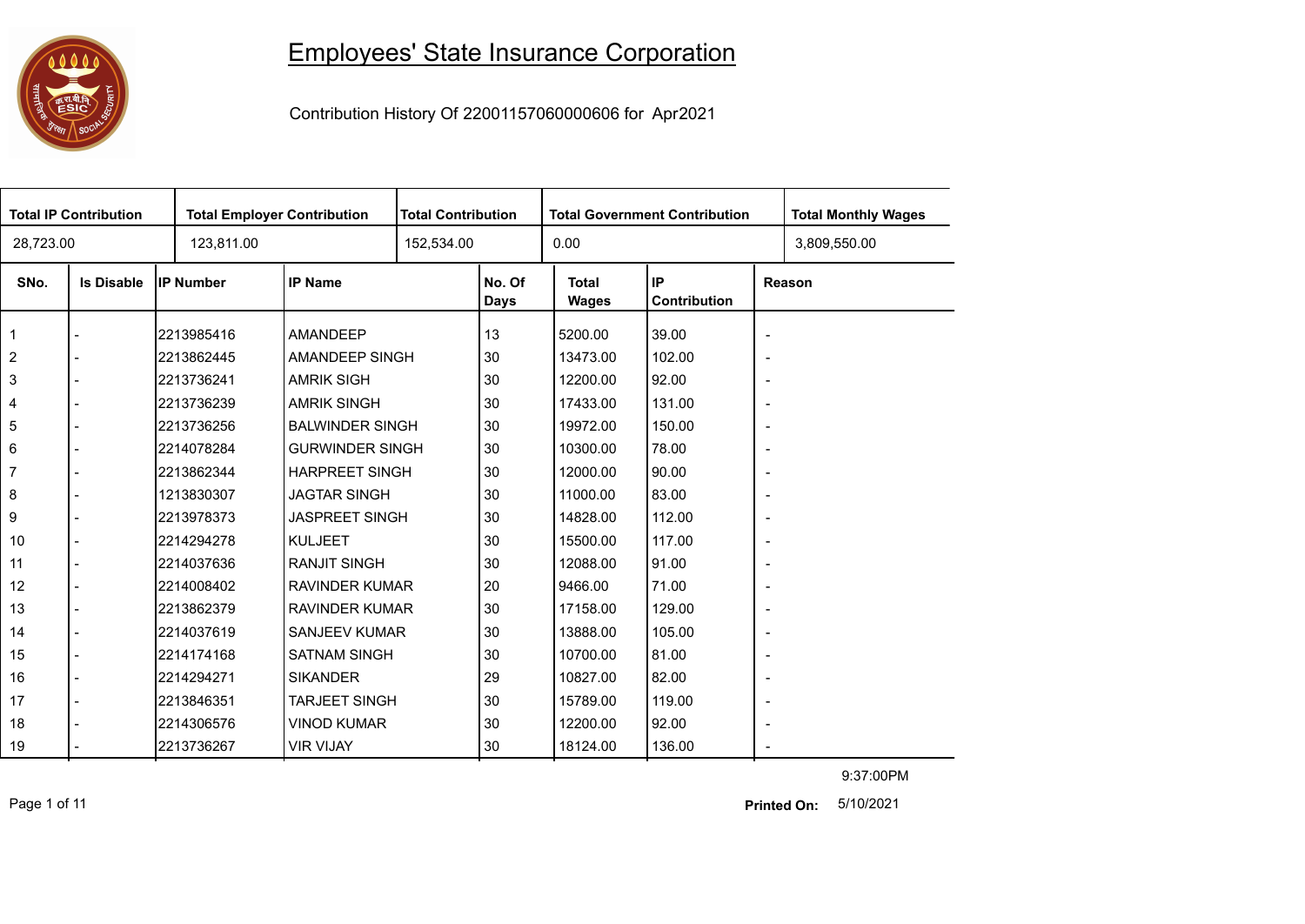# Employees' State Insurance Corporation

Contribution History Of 22001157060000606 for Apr2021

| Total IP Contribution | Total Employer Contribution | Total Contribution | Total Government Contribution | Total Monthly Wages |
|---|---|---|---|---|
| 28,723.00 | 123,811.00 | 152,534.00 | 0.00 | 3,809,550.00 |

| SNo. | Is Disable | IP Number | IP Name | No. Of Days | Total Wages | IP Contribution | Reason |
|---|---|---|---|---|---|---|---|
| 1 | - | 2213985416 | AMANDEEP | 13 | 5200.00 | 39.00 | - |
| 2 | - | 2213862445 | AMANDEEP SINGH | 30 | 13473.00 | 102.00 | - |
| 3 | - | 2213736241 | AMRIK SIGH | 30 | 12200.00 | 92.00 | - |
| 4 | - | 2213736239 | AMRIK SINGH | 30 | 17433.00 | 131.00 | - |
| 5 | - | 2213736256 | BALWINDER SINGH | 30 | 19972.00 | 150.00 | - |
| 6 | - | 2214078284 | GURWINDER SINGH | 30 | 10300.00 | 78.00 | - |
| 7 | - | 2213862344 | HARPREET SINGH | 30 | 12000.00 | 90.00 | - |
| 8 | - | 1213830307 | JAGTAR SINGH | 30 | 11000.00 | 83.00 | - |
| 9 | - | 2213978373 | JASPREET SINGH | 30 | 14828.00 | 112.00 | - |
| 10 | - | 2214294278 | KULJEET | 30 | 15500.00 | 117.00 | - |
| 11 | - | 2214037636 | RANJIT SINGH | 30 | 12088.00 | 91.00 | - |
| 12 | - | 2214008402 | RAVINDER KUMAR | 20 | 9466.00 | 71.00 | - |
| 13 | - | 2213862379 | RAVINDER KUMAR | 30 | 17158.00 | 129.00 | - |
| 14 | - | 2214037619 | SANJEEV KUMAR | 30 | 13888.00 | 105.00 | - |
| 15 | - | 2214174168 | SATNAM SINGH | 30 | 10700.00 | 81.00 | - |
| 16 | - | 2214294271 | SIKANDER | 29 | 10827.00 | 82.00 | - |
| 17 | - | 2213846351 | TARJEET SINGH | 30 | 15789.00 | 119.00 | - |
| 18 | - | 2214306576 | VINOD KUMAR | 30 | 12200.00 | 92.00 | - |
| 19 | - | 2213736267 | VIR VIJAY | 30 | 18124.00 | 136.00 | - |

9:37:00PM

**Printed On:** 5/10/2021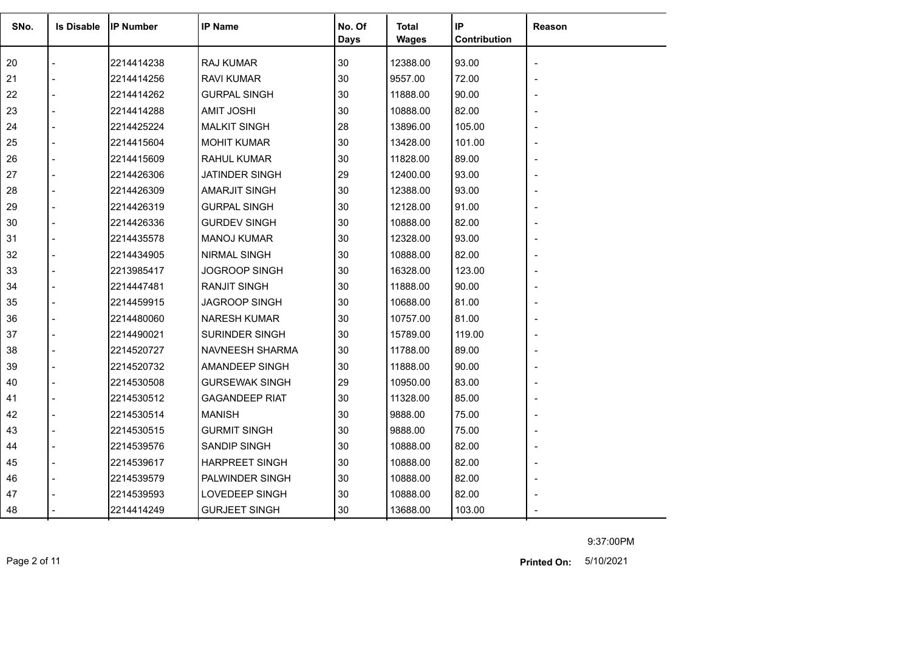| SNo. | Is Disable | IP Number | IP Name | No. Of Days | Total Wages | IP Contribution | Reason |
|---|---|---|---|---|---|---|---|
| 20 | - | 2214414238 | RAJ KUMAR | 30 | 12388.00 | 93.00 | - |
| 21 | - | 2214414256 | RAVI KUMAR | 30 | 9557.00 | 72.00 | - |
| 22 | - | 2214414262 | GURPAL SINGH | 30 | 11888.00 | 90.00 | - |
| 23 | - | 2214414288 | AMIT JOSHI | 30 | 10888.00 | 82.00 | - |
| 24 | - | 2214425224 | MALKIT SINGH | 28 | 13896.00 | 105.00 | - |
| 25 | - | 2214415604 | MOHIT KUMAR | 30 | 13428.00 | 101.00 | - |
| 26 | - | 2214415609 | RAHUL KUMAR | 30 | 11828.00 | 89.00 | - |
| 27 | - | 2214426306 | JATINDER SINGH | 29 | 12400.00 | 93.00 | - |
| 28 | - | 2214426309 | AMARJIT SINGH | 30 | 12388.00 | 93.00 | - |
| 29 | - | 2214426319 | GURPAL SINGH | 30 | 12128.00 | 91.00 | - |
| 30 | - | 2214426336 | GURDEV SINGH | 30 | 10888.00 | 82.00 | - |
| 31 | - | 2214435578 | MANOJ KUMAR | 30 | 12328.00 | 93.00 | - |
| 32 | - | 2214434905 | NIRMAL SINGH | 30 | 10888.00 | 82.00 | - |
| 33 | - | 2213985417 | JOGROOP SINGH | 30 | 16328.00 | 123.00 | - |
| 34 | - | 2214447481 | RANJIT SINGH | 30 | 11888.00 | 90.00 | - |
| 35 | - | 2214459915 | JAGROOP SINGH | 30 | 10688.00 | 81.00 | - |
| 36 | - | 2214480060 | NARESH KUMAR | 30 | 10757.00 | 81.00 | - |
| 37 | - | 2214490021 | SURINDER SINGH | 30 | 15789.00 | 119.00 | - |
| 38 | - | 2214520727 | NAVNEESH SHARMA | 30 | 11788.00 | 89.00 | - |
| 39 | - | 2214520732 | AMANDEEP SINGH | 30 | 11888.00 | 90.00 | - |
| 40 | - | 2214530508 | GURSEWAK SINGH | 29 | 10950.00 | 83.00 | - |
| 41 | - | 2214530512 | GAGANDEEP RIAT | 30 | 11328.00 | 85.00 | - |
| 42 | - | 2214530514 | MANISH | 30 | 9888.00 | 75.00 | - |
| 43 | - | 2214530515 | GURMIT SINGH | 30 | 9888.00 | 75.00 | - |
| 44 | - | 2214539576 | SANDIP SINGH | 30 | 10888.00 | 82.00 | - |
| 45 | - | 2214539617 | HARPREET SINGH | 30 | 10888.00 | 82.00 | - |
| 46 | - | 2214539579 | PALWINDER SINGH | 30 | 10888.00 | 82.00 | - |
| 47 | - | 2214539593 | LOVEDEEP SINGH | 30 | 10888.00 | 82.00 | - |
| 48 | - | 2214414249 | GURJEET SINGH | 30 | 13688.00 | 103.00 | - |

9:37:00PM

**Printed On:** 5/10/2021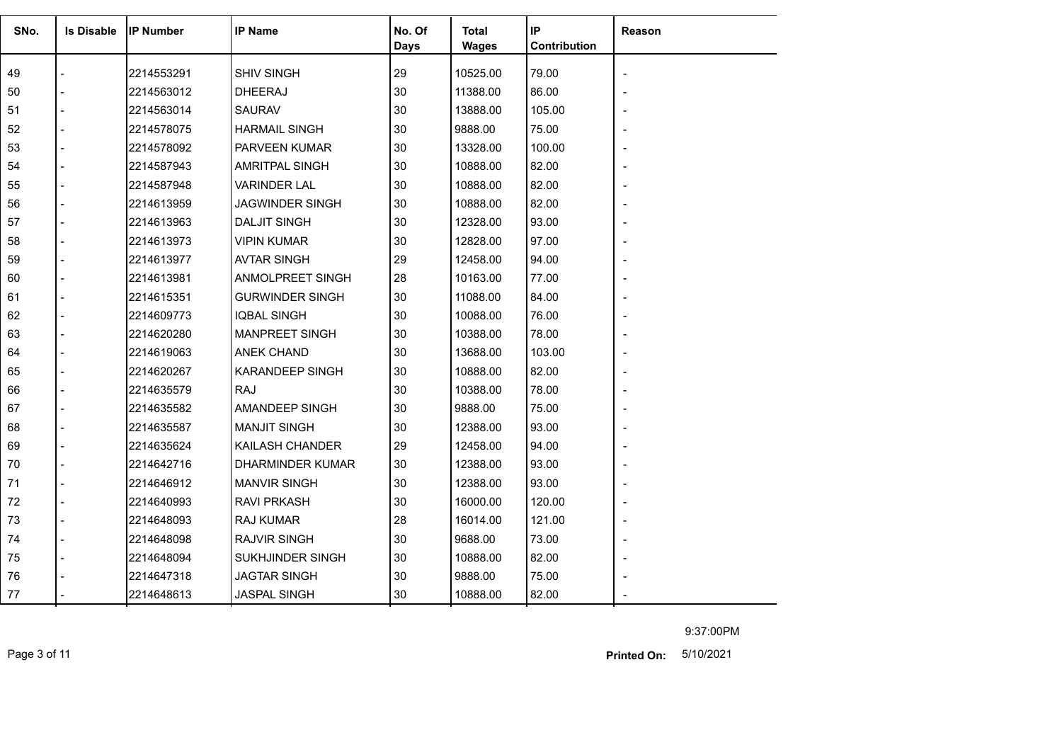| SNo. | Is Disable | IP Number | IP Name | No. Of Days | Total Wages | IP Contribution | Reason |
|---|---|---|---|---|---|---|---|
| 49 | - | 2214553291 | SHIV SINGH | 29 | 10525.00 | 79.00 | - |
| 50 | - | 2214563012 | DHEERAJ | 30 | 11388.00 | 86.00 | - |
| 51 | - | 2214563014 | SAURAV | 30 | 13888.00 | 105.00 | - |
| 52 | - | 2214578075 | HARMAIL SINGH | 30 | 9888.00 | 75.00 | - |
| 53 | - | 2214578092 | PARVEEN KUMAR | 30 | 13328.00 | 100.00 | - |
| 54 | - | 2214587943 | AMRITPAL SINGH | 30 | 10888.00 | 82.00 | - |
| 55 | - | 2214587948 | VARINDER LAL | 30 | 10888.00 | 82.00 | - |
| 56 | - | 2214613959 | JAGWINDER SINGH | 30 | 10888.00 | 82.00 | - |
| 57 | - | 2214613963 | DALJIT SINGH | 30 | 12328.00 | 93.00 | - |
| 58 | - | 2214613973 | VIPIN KUMAR | 30 | 12828.00 | 97.00 | - |
| 59 | - | 2214613977 | AVTAR SINGH | 29 | 12458.00 | 94.00 | - |
| 60 | - | 2214613981 | ANMOLPREET SINGH | 28 | 10163.00 | 77.00 | - |
| 61 | - | 2214615351 | GURWINDER SINGH | 30 | 11088.00 | 84.00 | - |
| 62 | - | 2214609773 | IQBAL SINGH | 30 | 10088.00 | 76.00 | - |
| 63 | - | 2214620280 | MANPREET SINGH | 30 | 10388.00 | 78.00 | - |
| 64 | - | 2214619063 | ANEK CHAND | 30 | 13688.00 | 103.00 | - |
| 65 | - | 2214620267 | KARANDEEP SINGH | 30 | 10888.00 | 82.00 | - |
| 66 | - | 2214635579 | RAJ | 30 | 10388.00 | 78.00 | - |
| 67 | - | 2214635582 | AMANDEEP SINGH | 30 | 9888.00 | 75.00 | - |
| 68 | - | 2214635587 | MANJIT SINGH | 30 | 12388.00 | 93.00 | - |
| 69 | - | 2214635624 | KAILASH CHANDER | 29 | 12458.00 | 94.00 | - |
| 70 | - | 2214642716 | DHARMINDER KUMAR | 30 | 12388.00 | 93.00 | - |
| 71 | - | 2214646912 | MANVIR SINGH | 30 | 12388.00 | 93.00 | - |
| 72 | - | 2214640993 | RAVI PRKASH | 30 | 16000.00 | 120.00 | - |
| 73 | - | 2214648093 | RAJ KUMAR | 28 | 16014.00 | 121.00 | - |
| 74 | - | 2214648098 | RAJVIR SINGH | 30 | 9688.00 | 73.00 | - |
| 75 | - | 2214648094 | SUKHJINDER SINGH | 30 | 10888.00 | 82.00 | - |
| 76 | - | 2214647318 | JAGTAR SINGH | 30 | 9888.00 | 75.00 | - |
| 77 | - | 2214648613 | JASPAL SINGH | 30 | 10888.00 | 82.00 | - |

9:37:00PM

**Printed On:** 5/10/2021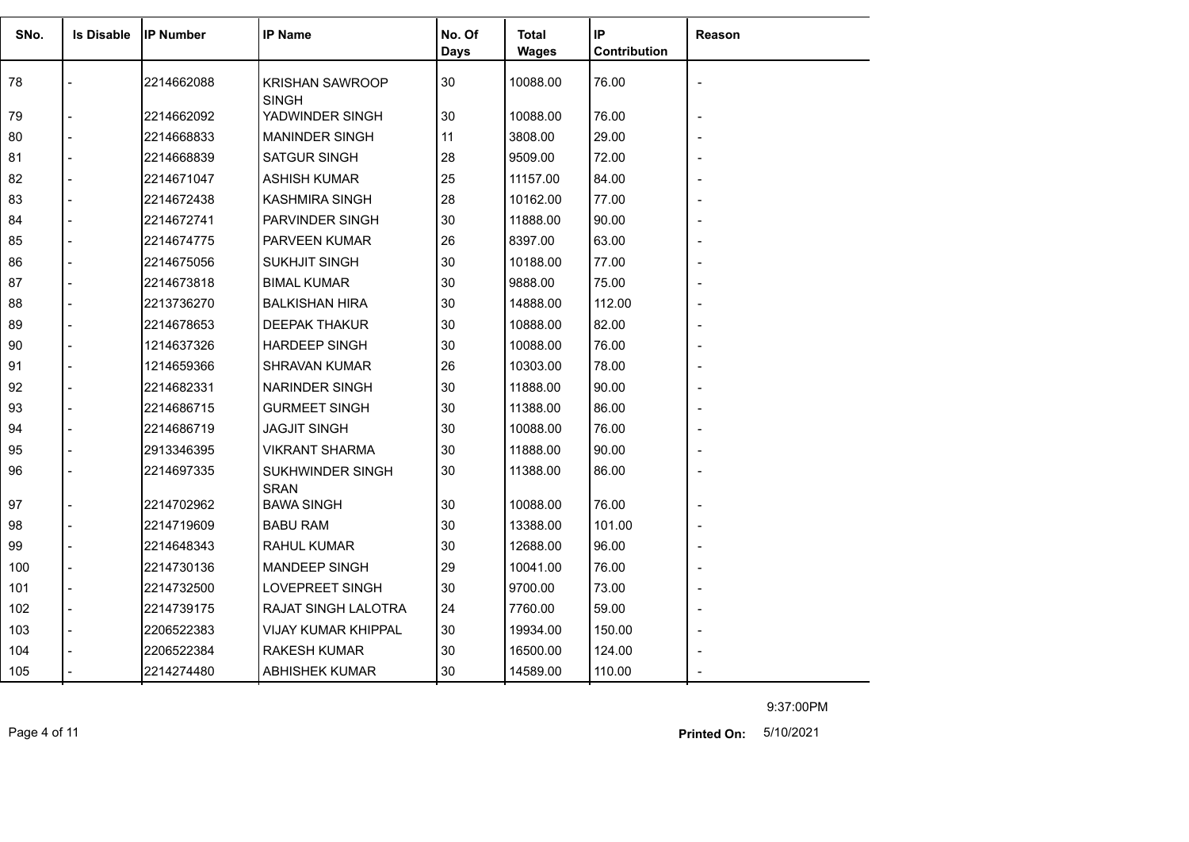| SNo. | Is Disable | IP Number | IP Name | No. Of Days | Total Wages | IP Contribution | Reason |
|---|---|---|---|---|---|---|---|
| 78 | - | 2214662088 | KRISHAN SAWROOP SINGH | 30 | 10088.00 | 76.00 | - |
| 79 | - | 2214662092 | YADWINDER SINGH | 30 | 10088.00 | 76.00 | - |
| 80 | - | 2214668833 | MANINDER SINGH | 11 | 3808.00 | 29.00 | - |
| 81 | - | 2214668839 | SATGUR SINGH | 28 | 9509.00 | 72.00 | - |
| 82 | - | 2214671047 | ASHISH KUMAR | 25 | 11157.00 | 84.00 | - |
| 83 | - | 2214672438 | KASHMIRA SINGH | 28 | 10162.00 | 77.00 | - |
| 84 | - | 2214672741 | PARVINDER SINGH | 30 | 11888.00 | 90.00 | - |
| 85 | - | 2214674775 | PARVEEN KUMAR | 26 | 8397.00 | 63.00 | - |
| 86 | - | 2214675056 | SUKHJIT SINGH | 30 | 10188.00 | 77.00 | - |
| 87 | - | 2214673818 | BIMAL KUMAR | 30 | 9888.00 | 75.00 | - |
| 88 | - | 2213736270 | BALKISHAN HIRA | 30 | 14888.00 | 112.00 | - |
| 89 | - | 2214678653 | DEEPAK THAKUR | 30 | 10888.00 | 82.00 | - |
| 90 | - | 1214637326 | HARDEEP SINGH | 30 | 10088.00 | 76.00 | - |
| 91 | - | 1214659366 | SHRAVAN KUMAR | 26 | 10303.00 | 78.00 | - |
| 92 | - | 2214682331 | NARINDER SINGH | 30 | 11888.00 | 90.00 | - |
| 93 | - | 2214686715 | GURMEET SINGH | 30 | 11388.00 | 86.00 | - |
| 94 | - | 2214686719 | JAGJIT SINGH | 30 | 10088.00 | 76.00 | - |
| 95 | - | 2913346395 | VIKRANT SHARMA | 30 | 11888.00 | 90.00 | - |
| 96 | - | 2214697335 | SUKHWINDER SINGH SRAN | 30 | 11388.00 | 86.00 | - |
| 97 | - | 2214702962 | BAWA SINGH | 30 | 10088.00 | 76.00 | - |
| 98 | - | 2214719609 | BABU RAM | 30 | 13388.00 | 101.00 | - |
| 99 | - | 2214648343 | RAHUL KUMAR | 30 | 12688.00 | 96.00 | - |
| 100 | - | 2214730136 | MANDEEP SINGH | 29 | 10041.00 | 76.00 | - |
| 101 | - | 2214732500 | LOVEPREET SINGH | 30 | 9700.00 | 73.00 | - |
| 102 | - | 2214739175 | RAJAT SINGH LALOTRA | 24 | 7760.00 | 59.00 | - |
| 103 | - | 2206522383 | VIJAY KUMAR KHIPPAL | 30 | 19934.00 | 150.00 | - |
| 104 | - | 2206522384 | RAKESH KUMAR | 30 | 16500.00 | 124.00 | - |
| 105 | - | 2214274480 | ABHISHEK KUMAR | 30 | 14589.00 | 110.00 | - |

9:37:00PM

**Printed On:** 5/10/2021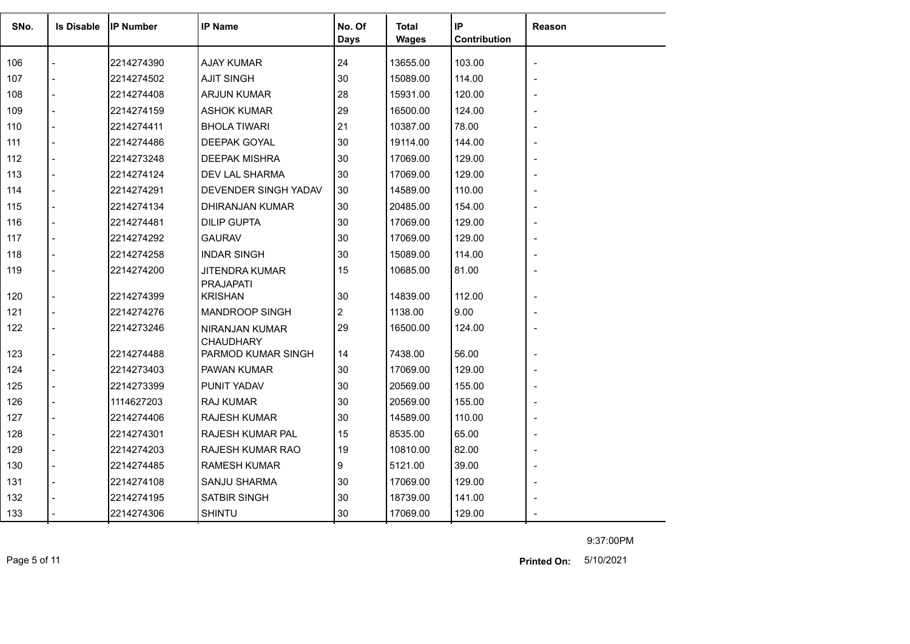| SNo. | Is Disable | IP Number | IP Name | No. Of Days | Total Wages | IP Contribution | Reason |
|---|---|---|---|---|---|---|---|
| 106 | - | 2214274390 | AJAY KUMAR | 24 | 13655.00 | 103.00 | - |
| 107 | - | 2214274502 | AJIT SINGH | 30 | 15089.00 | 114.00 | - |
| 108 | - | 2214274408 | ARJUN KUMAR | 28 | 15931.00 | 120.00 | - |
| 109 | - | 2214274159 | ASHOK KUMAR | 29 | 16500.00 | 124.00 | - |
| 110 | - | 2214274411 | BHOLA TIWARI | 21 | 10387.00 | 78.00 | - |
| 111 | - | 2214274486 | DEEPAK GOYAL | 30 | 19114.00 | 144.00 | - |
| 112 | - | 2214273248 | DEEPAK MISHRA | 30 | 17069.00 | 129.00 | - |
| 113 | - | 2214274124 | DEV LAL SHARMA | 30 | 17069.00 | 129.00 | - |
| 114 | - | 2214274291 | DEVENDER SINGH YADAV | 30 | 14589.00 | 110.00 | - |
| 115 | - | 2214274134 | DHIRANJAN KUMAR | 30 | 20485.00 | 154.00 | - |
| 116 | - | 2214274481 | DILIP GUPTA | 30 | 17069.00 | 129.00 | - |
| 117 | - | 2214274292 | GAURAV | 30 | 17069.00 | 129.00 | - |
| 118 | - | 2214274258 | INDAR SINGH | 30 | 15089.00 | 114.00 | - |
| 119 | - | 2214274200 | JITENDRA KUMAR PRAJAPATI | 15 | 10685.00 | 81.00 | - |
| 120 | - | 2214274399 | KRISHAN | 30 | 14839.00 | 112.00 | - |
| 121 | - | 2214274276 | MANDROOP SINGH | 2 | 1138.00 | 9.00 | - |
| 122 | - | 2214273246 | NIRANJAN KUMAR CHAUDHARY | 29 | 16500.00 | 124.00 | - |
| 123 | - | 2214274488 | PARMOD KUMAR SINGH | 14 | 7438.00 | 56.00 | - |
| 124 | - | 2214273403 | PAWAN KUMAR | 30 | 17069.00 | 129.00 | - |
| 125 | - | 2214273399 | PUNIT YADAV | 30 | 20569.00 | 155.00 | - |
| 126 | - | 1114627203 | RAJ KUMAR | 30 | 20569.00 | 155.00 | - |
| 127 | - | 2214274406 | RAJESH KUMAR | 30 | 14589.00 | 110.00 | - |
| 128 | - | 2214274301 | RAJESH KUMAR PAL | 15 | 8535.00 | 65.00 | - |
| 129 | - | 2214274203 | RAJESH KUMAR RAO | 19 | 10810.00 | 82.00 | - |
| 130 | - | 2214274485 | RAMESH KUMAR | 9 | 5121.00 | 39.00 | - |
| 131 | - | 2214274108 | SANJU SHARMA | 30 | 17069.00 | 129.00 | - |
| 132 | - | 2214274195 | SATBIR SINGH | 30 | 18739.00 | 141.00 | - |
| 133 | - | 2214274306 | SHINTU | 30 | 17069.00 | 129.00 | - |

9:37:00PM

**Printed On:** 5/10/2021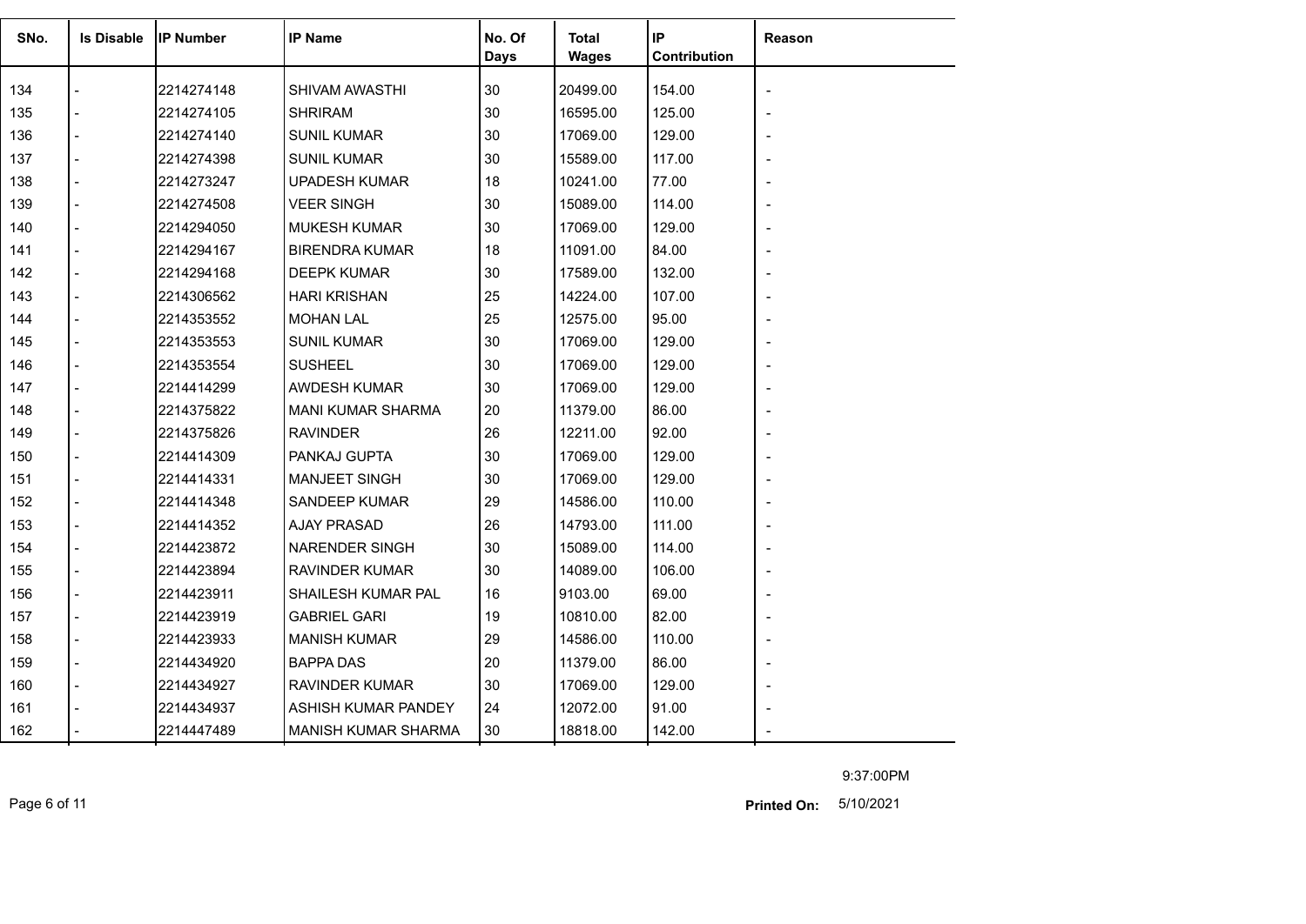| SNo. | Is Disable | IP Number | IP Name | No. Of Days | Total Wages | IP Contribution | Reason |
|---|---|---|---|---|---|---|---|
| 134 | - | 2214274148 | SHIVAM AWASTHI | 30 | 20499.00 | 154.00 | - |
| 135 | - | 2214274105 | SHRIRAM | 30 | 16595.00 | 125.00 | - |
| 136 | - | 2214274140 | SUNIL KUMAR | 30 | 17069.00 | 129.00 | - |
| 137 | - | 2214274398 | SUNIL KUMAR | 30 | 15589.00 | 117.00 | - |
| 138 | - | 2214273247 | UPADESH KUMAR | 18 | 10241.00 | 77.00 | - |
| 139 | - | 2214274508 | VEER SINGH | 30 | 15089.00 | 114.00 | - |
| 140 | - | 2214294050 | MUKESH KUMAR | 30 | 17069.00 | 129.00 | - |
| 141 | - | 2214294167 | BIRENDRA KUMAR | 18 | 11091.00 | 84.00 | - |
| 142 | - | 2214294168 | DEEPK KUMAR | 30 | 17589.00 | 132.00 | - |
| 143 | - | 2214306562 | HARI KRISHAN | 25 | 14224.00 | 107.00 | - |
| 144 | - | 2214353552 | MOHAN LAL | 25 | 12575.00 | 95.00 | - |
| 145 | - | 2214353553 | SUNIL KUMAR | 30 | 17069.00 | 129.00 | - |
| 146 | - | 2214353554 | SUSHEEL | 30 | 17069.00 | 129.00 | - |
| 147 | - | 2214414299 | AWDESH KUMAR | 30 | 17069.00 | 129.00 | - |
| 148 | - | 2214375822 | MANI KUMAR SHARMA | 20 | 11379.00 | 86.00 | - |
| 149 | - | 2214375826 | RAVINDER | 26 | 12211.00 | 92.00 | - |
| 150 | - | 2214414309 | PANKAJ GUPTA | 30 | 17069.00 | 129.00 | - |
| 151 | - | 2214414331 | MANJEET SINGH | 30 | 17069.00 | 129.00 | - |
| 152 | - | 2214414348 | SANDEEP KUMAR | 29 | 14586.00 | 110.00 | - |
| 153 | - | 2214414352 | AJAY PRASAD | 26 | 14793.00 | 111.00 | - |
| 154 | - | 2214423872 | NARENDER SINGH | 30 | 15089.00 | 114.00 | - |
| 155 | - | 2214423894 | RAVINDER KUMAR | 30 | 14089.00 | 106.00 | - |
| 156 | - | 2214423911 | SHAILESH KUMAR PAL | 16 | 9103.00 | 69.00 | - |
| 157 | - | 2214423919 | GABRIEL GARI | 19 | 10810.00 | 82.00 | - |
| 158 | - | 2214423933 | MANISH KUMAR | 29 | 14586.00 | 110.00 | - |
| 159 | - | 2214434920 | BAPPA DAS | 20 | 11379.00 | 86.00 | - |
| 160 | - | 2214434927 | RAVINDER KUMAR | 30 | 17069.00 | 129.00 | - |
| 161 | - | 2214434937 | ASHISH KUMAR PANDEY | 24 | 12072.00 | 91.00 | - |
| 162 | - | 2214447489 | MANISH KUMAR SHARMA | 30 | 18818.00 | 142.00 | - |

9:37:00PM

**Printed On:** 5/10/2021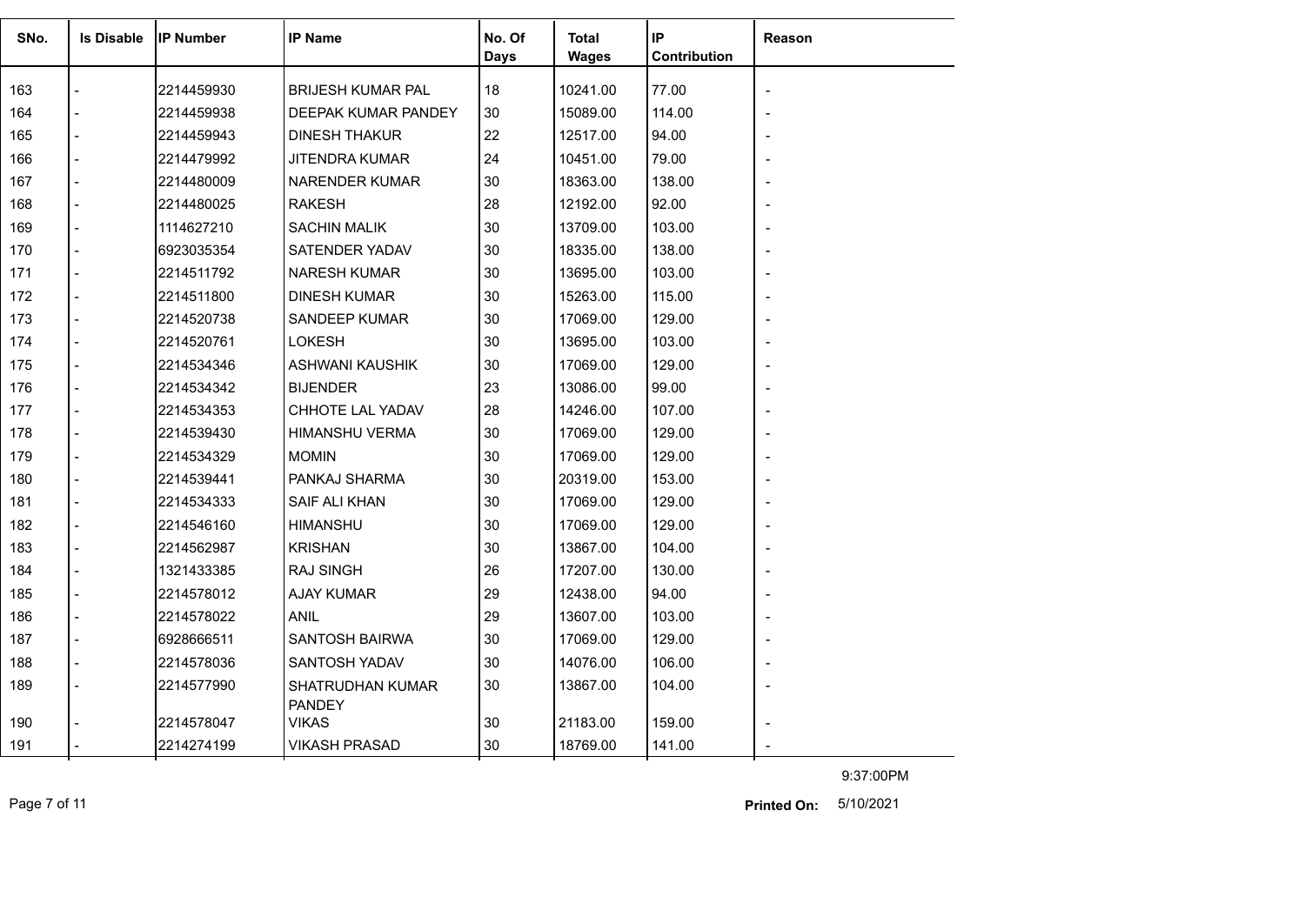| SNo. | Is Disable | IP Number | IP Name | No. Of Days | Total Wages | IP Contribution | Reason |
|---|---|---|---|---|---|---|---|
| 163 | - | 2214459930 | BRIJESH KUMAR PAL | 18 | 10241.00 | 77.00 | - |
| 164 | - | 2214459938 | DEEPAK KUMAR PANDEY | 30 | 15089.00 | 114.00 | - |
| 165 | - | 2214459943 | DINESH THAKUR | 22 | 12517.00 | 94.00 | - |
| 166 | - | 2214479992 | JITENDRA KUMAR | 24 | 10451.00 | 79.00 | - |
| 167 | - | 2214480009 | NARENDER KUMAR | 30 | 18363.00 | 138.00 | - |
| 168 | - | 2214480025 | RAKESH | 28 | 12192.00 | 92.00 | - |
| 169 | - | 1114627210 | SACHIN MALIK | 30 | 13709.00 | 103.00 | - |
| 170 | - | 6923035354 | SATENDER YADAV | 30 | 18335.00 | 138.00 | - |
| 171 | - | 2214511792 | NARESH KUMAR | 30 | 13695.00 | 103.00 | - |
| 172 | - | 2214511800 | DINESH KUMAR | 30 | 15263.00 | 115.00 | - |
| 173 | - | 2214520738 | SANDEEP KUMAR | 30 | 17069.00 | 129.00 | - |
| 174 | - | 2214520761 | LOKESH | 30 | 13695.00 | 103.00 | - |
| 175 | - | 2214534346 | ASHWANI KAUSHIK | 30 | 17069.00 | 129.00 | - |
| 176 | - | 2214534342 | BIJENDER | 23 | 13086.00 | 99.00 | - |
| 177 | - | 2214534353 | CHHOTE LAL YADAV | 28 | 14246.00 | 107.00 | - |
| 178 | - | 2214539430 | HIMANSHU VERMA | 30 | 17069.00 | 129.00 | - |
| 179 | - | 2214534329 | MOMIN | 30 | 17069.00 | 129.00 | - |
| 180 | - | 2214539441 | PANKAJ SHARMA | 30 | 20319.00 | 153.00 | - |
| 181 | - | 2214534333 | SAIF ALI KHAN | 30 | 17069.00 | 129.00 | - |
| 182 | - | 2214546160 | HIMANSHU | 30 | 17069.00 | 129.00 | - |
| 183 | - | 2214562987 | KRISHAN | 30 | 13867.00 | 104.00 | - |
| 184 | - | 1321433385 | RAJ SINGH | 26 | 17207.00 | 130.00 | - |
| 185 | - | 2214578012 | AJAY KUMAR | 29 | 12438.00 | 94.00 | - |
| 186 | - | 2214578022 | ANIL | 29 | 13607.00 | 103.00 | - |
| 187 | - | 6928666511 | SANTOSH BAIRWA | 30 | 17069.00 | 129.00 | - |
| 188 | - | 2214578036 | SANTOSH YADAV | 30 | 14076.00 | 106.00 | - |
| 189 | - | 2214577990 | SHATRUDHAN KUMAR PANDEY | 30 | 13867.00 | 104.00 | - |
| 190 | - | 2214578047 | VIKAS | 30 | 21183.00 | 159.00 | - |
| 191 | - | 2214274199 | VIKASH PRASAD | 30 | 18769.00 | 141.00 | - |

9:37:00PM

**Printed On:** 5/10/2021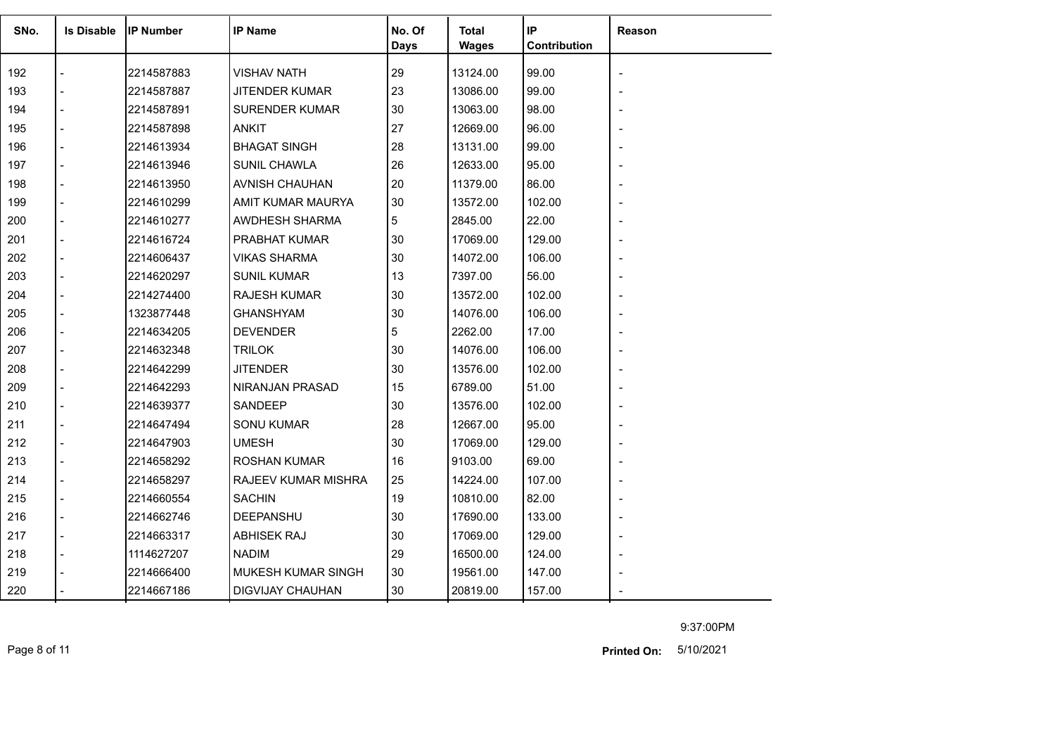| SNo. | Is Disable | IP Number | IP Name | No. Of Days | Total Wages | IP Contribution | Reason |
|---|---|---|---|---|---|---|---|
| 192 | - | 2214587883 | VISHAV NATH | 29 | 13124.00 | 99.00 | - |
| 193 | - | 2214587887 | JITENDER KUMAR | 23 | 13086.00 | 99.00 | - |
| 194 | - | 2214587891 | SURENDER KUMAR | 30 | 13063.00 | 98.00 | - |
| 195 | - | 2214587898 | ANKIT | 27 | 12669.00 | 96.00 | - |
| 196 | - | 2214613934 | BHAGAT SINGH | 28 | 13131.00 | 99.00 | - |
| 197 | - | 2214613946 | SUNIL CHAWLA | 26 | 12633.00 | 95.00 | - |
| 198 | - | 2214613950 | AVNISH CHAUHAN | 20 | 11379.00 | 86.00 | - |
| 199 | - | 2214610299 | AMIT KUMAR MAURYA | 30 | 13572.00 | 102.00 | - |
| 200 | - | 2214610277 | AWDHESH SHARMA | 5 | 2845.00 | 22.00 | - |
| 201 | - | 2214616724 | PRABHAT KUMAR | 30 | 17069.00 | 129.00 | - |
| 202 | - | 2214606437 | VIKAS SHARMA | 30 | 14072.00 | 106.00 | - |
| 203 | - | 2214620297 | SUNIL KUMAR | 13 | 7397.00 | 56.00 | - |
| 204 | - | 2214274400 | RAJESH KUMAR | 30 | 13572.00 | 102.00 | - |
| 205 | - | 1323877448 | GHANSHYAM | 30 | 14076.00 | 106.00 | - |
| 206 | - | 2214634205 | DEVENDER | 5 | 2262.00 | 17.00 | - |
| 207 | - | 2214632348 | TRILOK | 30 | 14076.00 | 106.00 | - |
| 208 | - | 2214642299 | JITENDER | 30 | 13576.00 | 102.00 | - |
| 209 | - | 2214642293 | NIRANJAN PRASAD | 15 | 6789.00 | 51.00 | - |
| 210 | - | 2214639377 | SANDEEP | 30 | 13576.00 | 102.00 | - |
| 211 | - | 2214647494 | SONU KUMAR | 28 | 12667.00 | 95.00 | - |
| 212 | - | 2214647903 | UMESH | 30 | 17069.00 | 129.00 | - |
| 213 | - | 2214658292 | ROSHAN KUMAR | 16 | 9103.00 | 69.00 | - |
| 214 | - | 2214658297 | RAJEEV KUMAR MISHRA | 25 | 14224.00 | 107.00 | - |
| 215 | - | 2214660554 | SACHIN | 19 | 10810.00 | 82.00 | - |
| 216 | - | 2214662746 | DEEPANSHU | 30 | 17690.00 | 133.00 | - |
| 217 | - | 2214663317 | ABHISEK RAJ | 30 | 17069.00 | 129.00 | - |
| 218 | - | 1114627207 | NADIM | 29 | 16500.00 | 124.00 | - |
| 219 | - | 2214666400 | MUKESH KUMAR SINGH | 30 | 19561.00 | 147.00 | - |
| 220 | - | 2214667186 | DIGVIJAY CHAUHAN | 30 | 20819.00 | 157.00 | - |

9:37:00PM

**Printed On:** 5/10/2021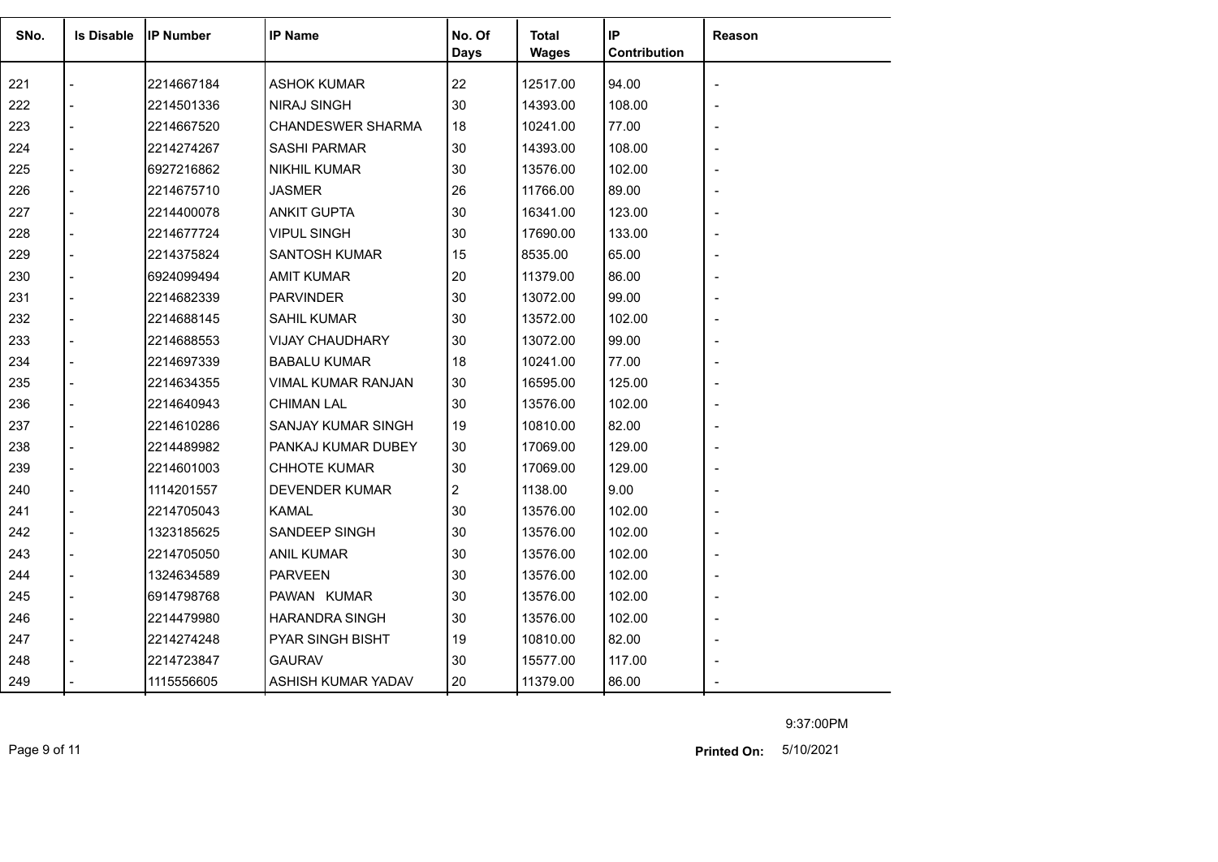| SNo. | Is Disable | IP Number | IP Name | No. Of Days | Total Wages | IP Contribution | Reason |
|---|---|---|---|---|---|---|---|
| 221 | - | 2214667184 | ASHOK KUMAR | 22 | 12517.00 | 94.00 | - |
| 222 | - | 2214501336 | NIRAJ SINGH | 30 | 14393.00 | 108.00 | - |
| 223 | - | 2214667520 | CHANDESWER SHARMA | 18 | 10241.00 | 77.00 | - |
| 224 | - | 2214274267 | SASHI PARMAR | 30 | 14393.00 | 108.00 | - |
| 225 | - | 6927216862 | NIKHIL KUMAR | 30 | 13576.00 | 102.00 | - |
| 226 | - | 2214675710 | JASMER | 26 | 11766.00 | 89.00 | - |
| 227 | - | 2214400078 | ANKIT GUPTA | 30 | 16341.00 | 123.00 | - |
| 228 | - | 2214677724 | VIPUL SINGH | 30 | 17690.00 | 133.00 | - |
| 229 | - | 2214375824 | SANTOSH KUMAR | 15 | 8535.00 | 65.00 | - |
| 230 | - | 6924099494 | AMIT KUMAR | 20 | 11379.00 | 86.00 | - |
| 231 | - | 2214682339 | PARVINDER | 30 | 13072.00 | 99.00 | - |
| 232 | - | 2214688145 | SAHIL KUMAR | 30 | 13572.00 | 102.00 | - |
| 233 | - | 2214688553 | VIJAY CHAUDHARY | 30 | 13072.00 | 99.00 | - |
| 234 | - | 2214697339 | BABALU KUMAR | 18 | 10241.00 | 77.00 | - |
| 235 | - | 2214634355 | VIMAL KUMAR RANJAN | 30 | 16595.00 | 125.00 | - |
| 236 | - | 2214640943 | CHIMAN LAL | 30 | 13576.00 | 102.00 | - |
| 237 | - | 2214610286 | SANJAY KUMAR SINGH | 19 | 10810.00 | 82.00 | - |
| 238 | - | 2214489982 | PANKAJ KUMAR DUBEY | 30 | 17069.00 | 129.00 | - |
| 239 | - | 2214601003 | CHHOTE KUMAR | 30 | 17069.00 | 129.00 | - |
| 240 | - | 1114201557 | DEVENDER KUMAR | 2 | 1138.00 | 9.00 | - |
| 241 | - | 2214705043 | KAMAL | 30 | 13576.00 | 102.00 | - |
| 242 | - | 1323185625 | SANDEEP SINGH | 30 | 13576.00 | 102.00 | - |
| 243 | - | 2214705050 | ANIL KUMAR | 30 | 13576.00 | 102.00 | - |
| 244 | - | 1324634589 | PARVEEN | 30 | 13576.00 | 102.00 | - |
| 245 | - | 6914798768 | PAWAN KUMAR | 30 | 13576.00 | 102.00 | - |
| 246 | - | 2214479980 | HARANDRA SINGH | 30 | 13576.00 | 102.00 | - |
| 247 | - | 2214274248 | PYAR SINGH BISHT | 19 | 10810.00 | 82.00 | - |
| 248 | - | 2214723847 | GAURAV | 30 | 15577.00 | 117.00 | - |
| 249 | - | 1115556605 | ASHISH KUMAR YADAV | 20 | 11379.00 | 86.00 | - |

9:37:00PM

**Printed On:** 5/10/2021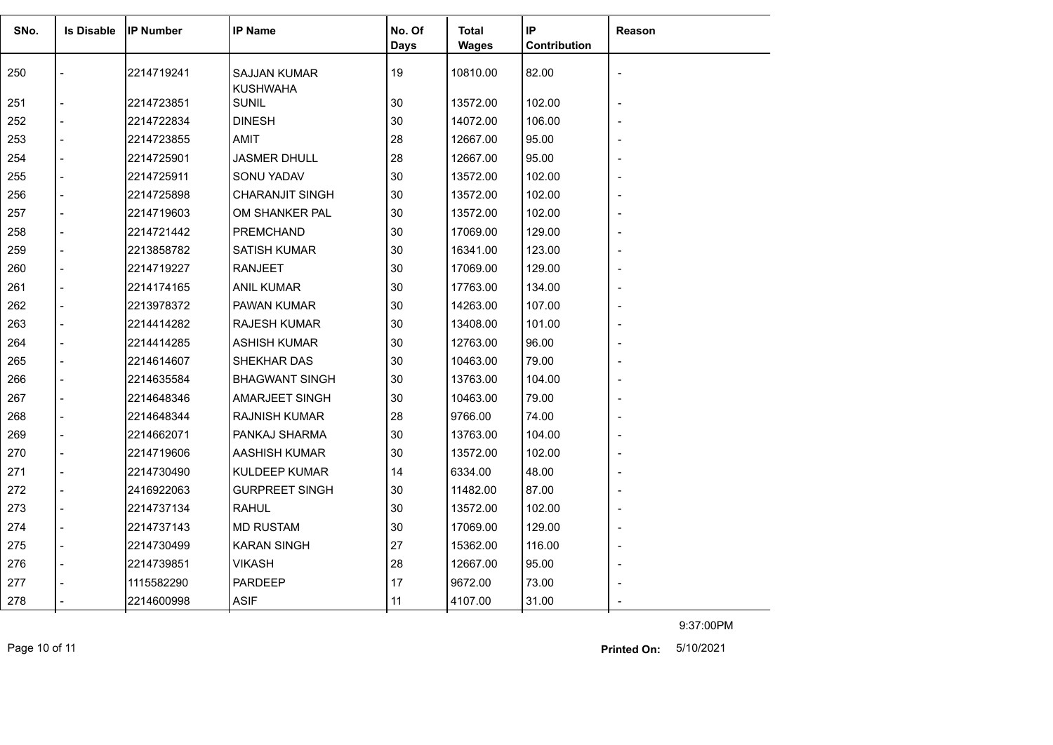| SNo. | Is Disable | IP Number | IP Name | No. Of Days | Total Wages | IP Contribution | Reason |
|---|---|---|---|---|---|---|---|
| 250 | - | 2214719241 | SAJJAN KUMAR KUSHWAHA | 19 | 10810.00 | 82.00 | - |
| 251 | - | 2214723851 | SUNIL | 30 | 13572.00 | 102.00 | - |
| 252 | - | 2214722834 | DINESH | 30 | 14072.00 | 106.00 | - |
| 253 | - | 2214723855 | AMIT | 28 | 12667.00 | 95.00 | - |
| 254 | - | 2214725901 | JASMER DHULL | 28 | 12667.00 | 95.00 | - |
| 255 | - | 2214725911 | SONU YADAV | 30 | 13572.00 | 102.00 | - |
| 256 | - | 2214725898 | CHARANJIT SINGH | 30 | 13572.00 | 102.00 | - |
| 257 | - | 2214719603 | OM SHANKER PAL | 30 | 13572.00 | 102.00 | - |
| 258 | - | 2214721442 | PREMCHAND | 30 | 17069.00 | 129.00 | - |
| 259 | - | 2213858782 | SATISH KUMAR | 30 | 16341.00 | 123.00 | - |
| 260 | - | 2214719227 | RANJEET | 30 | 17069.00 | 129.00 | - |
| 261 | - | 2214174165 | ANIL KUMAR | 30 | 17763.00 | 134.00 | - |
| 262 | - | 2213978372 | PAWAN KUMAR | 30 | 14263.00 | 107.00 | - |
| 263 | - | 2214414282 | RAJESH KUMAR | 30 | 13408.00 | 101.00 | - |
| 264 | - | 2214414285 | ASHISH KUMAR | 30 | 12763.00 | 96.00 | - |
| 265 | - | 2214614607 | SHEKHAR DAS | 30 | 10463.00 | 79.00 | - |
| 266 | - | 2214635584 | BHAGWANT SINGH | 30 | 13763.00 | 104.00 | - |
| 267 | - | 2214648346 | AMARJEET SINGH | 30 | 10463.00 | 79.00 | - |
| 268 | - | 2214648344 | RAJNISH KUMAR | 28 | 9766.00 | 74.00 | - |
| 269 | - | 2214662071 | PANKAJ SHARMA | 30 | 13763.00 | 104.00 | - |
| 270 | - | 2214719606 | AASHISH KUMAR | 30 | 13572.00 | 102.00 | - |
| 271 | - | 2214730490 | KULDEEP KUMAR | 14 | 6334.00 | 48.00 | - |
| 272 | - | 2416922063 | GURPREET SINGH | 30 | 11482.00 | 87.00 | - |
| 273 | - | 2214737134 | RAHUL | 30 | 13572.00 | 102.00 | - |
| 274 | - | 2214737143 | MD RUSTAM | 30 | 17069.00 | 129.00 | - |
| 275 | - | 2214730499 | KARAN SINGH | 27 | 15362.00 | 116.00 | - |
| 276 | - | 2214739851 | VIKASH | 28 | 12667.00 | 95.00 | - |
| 277 | - | 1115582290 | PARDEEP | 17 | 9672.00 | 73.00 | - |
| 278 | - | 2214600998 | ASIF | 11 | 4107.00 | 31.00 | - |

9:37:00PM

**Printed On:** 5/10/2021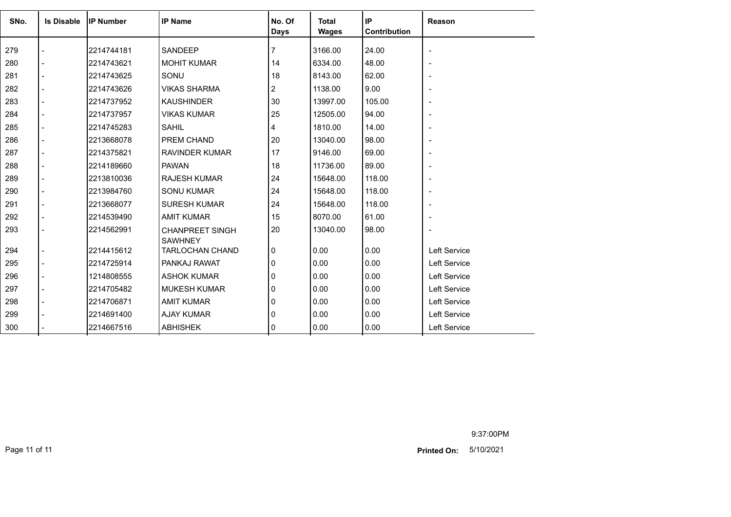| SNo. | Is Disable | IP Number | IP Name | No. Of Days | Total Wages | IP Contribution | Reason |
|---|---|---|---|---|---|---|---|
| 279 | - | 2214744181 | SANDEEP | 7 | 3166.00 | 24.00 | - |
| 280 | - | 2214743621 | MOHIT KUMAR | 14 | 6334.00 | 48.00 | - |
| 281 | - | 2214743625 | SONU | 18 | 8143.00 | 62.00 | - |
| 282 | - | 2214743626 | VIKAS SHARMA | 2 | 1138.00 | 9.00 | - |
| 283 | - | 2214737952 | KAUSHINDER | 30 | 13997.00 | 105.00 | - |
| 284 | - | 2214737957 | VIKAS KUMAR | 25 | 12505.00 | 94.00 | - |
| 285 | - | 2214745283 | SAHIL | 4 | 1810.00 | 14.00 | - |
| 286 | - | 2213668078 | PREM CHAND | 20 | 13040.00 | 98.00 | - |
| 287 | - | 2214375821 | RAVINDER KUMAR | 17 | 9146.00 | 69.00 | - |
| 288 | - | 2214189660 | PAWAN | 18 | 11736.00 | 89.00 | - |
| 289 | - | 2213810036 | RAJESH KUMAR | 24 | 15648.00 | 118.00 | - |
| 290 | - | 2213984760 | SONU KUMAR | 24 | 15648.00 | 118.00 | - |
| 291 | - | 2213668077 | SURESH KUMAR | 24 | 15648.00 | 118.00 | - |
| 292 | - | 2214539490 | AMIT KUMAR | 15 | 8070.00 | 61.00 | - |
| 293 | - | 2214562991 | CHANPREET SINGH SAWHNEY | 20 | 13040.00 | 98.00 | - |
| 294 | - | 2214415612 | TARLOCHAN CHAND | 0 | 0.00 | 0.00 | Left Service |
| 295 | - | 2214725914 | PANKAJ RAWAT | 0 | 0.00 | 0.00 | Left Service |
| 296 | - | 1214808555 | ASHOK KUMAR | 0 | 0.00 | 0.00 | Left Service |
| 297 | - | 2214705482 | MUKESH KUMAR | 0 | 0.00 | 0.00 | Left Service |
| 298 | - | 2214706871 | AMIT KUMAR | 0 | 0.00 | 0.00 | Left Service |
| 299 | - | 2214691400 | AJAY KUMAR | 0 | 0.00 | 0.00 | Left Service |
| 300 | - | 2214667516 | ABHISHEK | 0 | 0.00 | 0.00 | Left Service |

9:37:00PM

**Printed On:** 5/10/2021